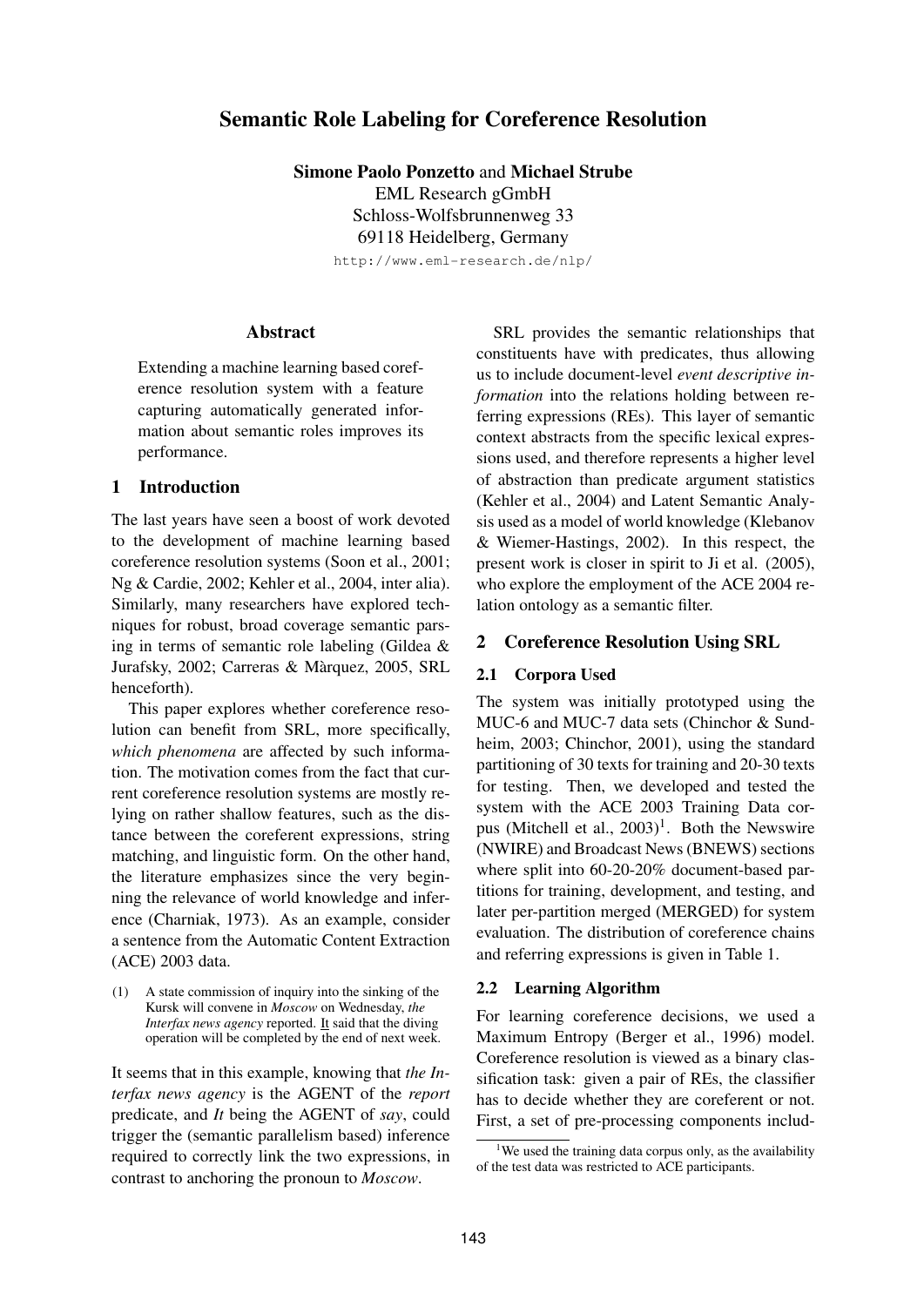# Semantic Role Labeling for Coreference Resolution

**Simone Paolo Ponzetto** and **Michael Strube**
EML Research gGmbH
Schloss-Wolfsbrunnenweg 33
69118 Heidelberg, Germany
http://www.eml-research.de/nlp/

## Abstract

Extending a machine learning based coreference resolution system with a feature capturing automatically generated information about semantic roles improves its performance.

## 1 Introduction

The last years have seen a boost of work devoted to the development of machine learning based coreference resolution systems (Soon et al., 2001; Ng & Cardie, 2002; Kehler et al., 2004, inter alia). Similarly, many researchers have explored techniques for robust, broad coverage semantic parsing in terms of semantic role labeling (Gildea & Jurafsky, 2002; Carreras & Màrquez, 2005, SRL henceforth).

This paper explores whether coreference resolution can benefit from SRL, more specifically, *which phenomena* are affected by such information. The motivation comes from the fact that current coreference resolution systems are mostly relying on rather shallow features, such as the distance between the coreferent expressions, string matching, and linguistic form. On the other hand, the literature emphasizes since the very beginning the relevance of world knowledge and inference (Charniak, 1973). As an example, consider a sentence from the Automatic Content Extraction (ACE) 2003 data.

(1) A state commission of inquiry into the sinking of the Kursk will convene in *Moscow* on Wednesday, *the Interfax news agency* reported. It said that the diving operation will be completed by the end of next week.

It seems that in this example, knowing that *the Interfax news agency* is the AGENT of the *report* predicate, and *It* being the AGENT of *say*, could trigger the (semantic parallelism based) inference required to correctly link the two expressions, in contrast to anchoring the pronoun to *Moscow*.

SRL provides the semantic relationships that constituents have with predicates, thus allowing us to include document-level *event descriptive information* into the relations holding between referring expressions (REs). This layer of semantic context abstracts from the specific lexical expressions used, and therefore represents a higher level of abstraction than predicate argument statistics (Kehler et al., 2004) and Latent Semantic Analysis used as a model of world knowledge (Klebanov & Wiemer-Hastings, 2002). In this respect, the present work is closer in spirit to Ji et al. (2005), who explore the employment of the ACE 2004 relation ontology as a semantic filter.

## 2 Coreference Resolution Using SRL

### 2.1 Corpora Used

The system was initially prototyped using the MUC-6 and MUC-7 data sets (Chinchor & Sundheim, 2003; Chinchor, 2001), using the standard partitioning of 30 texts for training and 20-30 texts for testing. Then, we developed and tested the system with the ACE 2003 Training Data corpus (Mitchell et al., 2003)[1]. Both the Newswire (NWIRE) and Broadcast News (BNEWS) sections where split into 60-20-20% document-based partitions for training, development, and testing, and later per-partition merged (MERGED) for system evaluation. The distribution of coreference chains and referring expressions is given in Table 1.

### 2.2 Learning Algorithm

For learning coreference decisions, we used a Maximum Entropy (Berger et al., 1996) model. Coreference resolution is viewed as a binary classification task: given a pair of REs, the classifier has to decide whether they are coreferent or not. First, a set of pre-processing components includ-

[1]We used the training data corpus only, as the availability of the test data was restricted to ACE participants.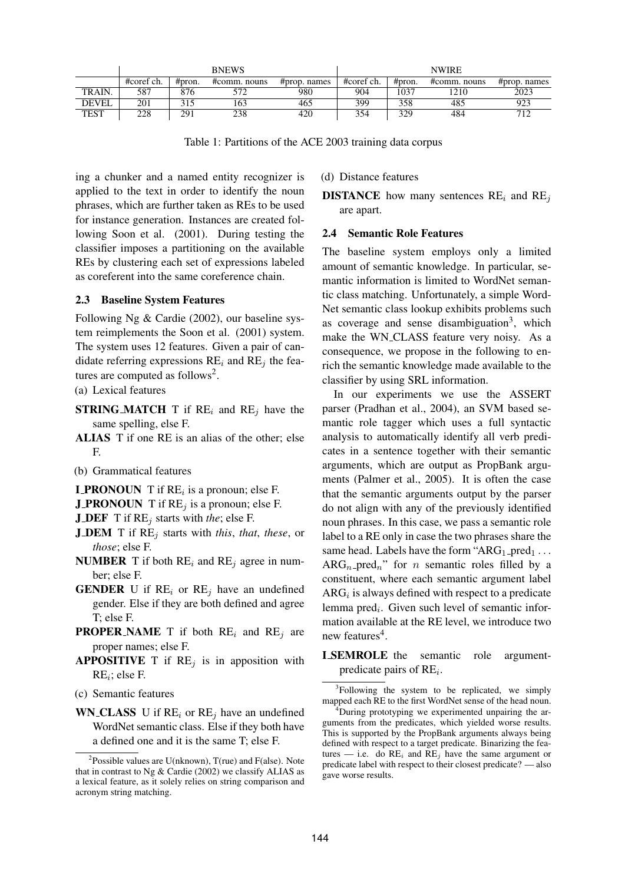| | BNEWS | | | | NWIRE | | | |
|---|---|---|---|---|---|---|---|---|
| | #coref ch. | #pron. | #comm. nouns | #prop. names | #coref ch. | #pron. | #comm. nouns | #prop. names |
| TRAIN. | 587 | 876 | 572 | 980 | 904 | 1037 | 1210 | 2023 |
| DEVEL | 201 | 315 | 163 | 465 | 399 | 358 | 485 | 923 |
| TEST | 228 | 291 | 238 | 420 | 354 | 329 | 484 | 712 |

Table 1: Partitions of the ACE 2003 training data corpus

ing a chunker and a named entity recognizer is applied to the text in order to identify the noun phrases, which are further taken as REs to be used for instance generation. Instances are created following Soon et al. (2001). During testing the classifier imposes a partitioning on the available REs by clustering each set of expressions labeled as coreferent into the same coreference chain.

### 2.3 Baseline System Features

Following Ng & Cardie (2002), our baseline system reimplements the Soon et al. (2001) system. The system uses 12 features. Given a pair of candidate referring expressions $\text{RE}_i$ and $\text{RE}_j$ the features are computed as follows[2].

(a) Lexical features

**STRING_MATCH** T if $\text{RE}_i$ and $\text{RE}_j$ have the same spelling, else F.

**ALIAS** T if one RE is an alias of the other; else F.

(b) Grammatical features

**I_PRONOUN** T if $\text{RE}_i$ is a pronoun; else F.

**J_PRONOUN** T if $\text{RE}_j$ is a pronoun; else F.

**J_DEF** T if $\text{RE}_j$ starts with *the*; else F.

**J_DEM** T if $\text{RE}_j$ starts with *this*, *that*, *these*, or *those*; else F.

**NUMBER** T if both $\text{RE}_i$ and $\text{RE}_j$ agree in number; else F.

**GENDER** U if $\text{RE}_i$ or $\text{RE}_j$ have an undefined gender. Else if they are both defined and agree T; else F.

**PROPER_NAME** T if both $\text{RE}_i$ and $\text{RE}_j$ are proper names; else F.

**APPOSITIVE** T if $\text{RE}_j$ is in apposition with $\text{RE}_i$; else F.

(c) Semantic features

**WN_CLASS** U if $\text{RE}_i$ or $\text{RE}_j$ have an undefined WordNet semantic class. Else if they both have a defined one and it is the same T; else F.

(d) Distance features

**DISTANCE** how many sentences $\text{RE}_i$ and $\text{RE}_j$ are apart.

### 2.4 Semantic Role Features

The baseline system employs only a limited amount of semantic knowledge. In particular, semantic information is limited to WordNet semantic class matching. Unfortunately, a simple WordNet semantic class lookup exhibits problems such as coverage and sense disambiguation[3], which make the WN_CLASS feature very noisy. As a consequence, we propose in the following to enrich the semantic knowledge made available to the classifier by using SRL information.

In our experiments we use the ASSERT parser (Pradhan et al., 2004), an SVM based semantic role tagger which uses a full syntactic analysis to automatically identify all verb predicates in a sentence together with their semantic arguments, which are output as PropBank arguments (Palmer et al., 2005). It is often the case that the semantic arguments output by the parser do not align with any of the previously identified noun phrases. In this case, we pass a semantic role label to a RE only in case the two phrases share the same head. Labels have the form "$\text{ARG}_1$_$\text{pred}_1$ ... $\text{ARG}_n$_$\text{pred}_n$" for $n$ semantic roles filled by a constituent, where each semantic argument label $\text{ARG}_i$ is always defined with respect to a predicate lemma $\text{pred}_i$. Given such level of semantic information available at the RE level, we introduce two new features[4].

**I_SEMROLE** the semantic role argument-predicate pairs of $\text{RE}_i$.

[2]Possible values are U(nknown), T(rue) and F(alse). Note that in contrast to Ng & Cardie (2002) we classify ALIAS as a lexical feature, as it solely relies on string comparison and acronym string matching.

[3]Following the system to be replicated, we simply mapped each RE to the first WordNet sense of the head noun.

[4]During prototyping we experimented unpairing the arguments from the predicates, which yielded worse results. This is supported by the PropBank arguments always being defined with respect to a target predicate. Binarizing the features — i.e. do $\text{RE}_i$ and $\text{RE}_j$ have the same argument or predicate label with respect to their closest predicate? — also gave worse results.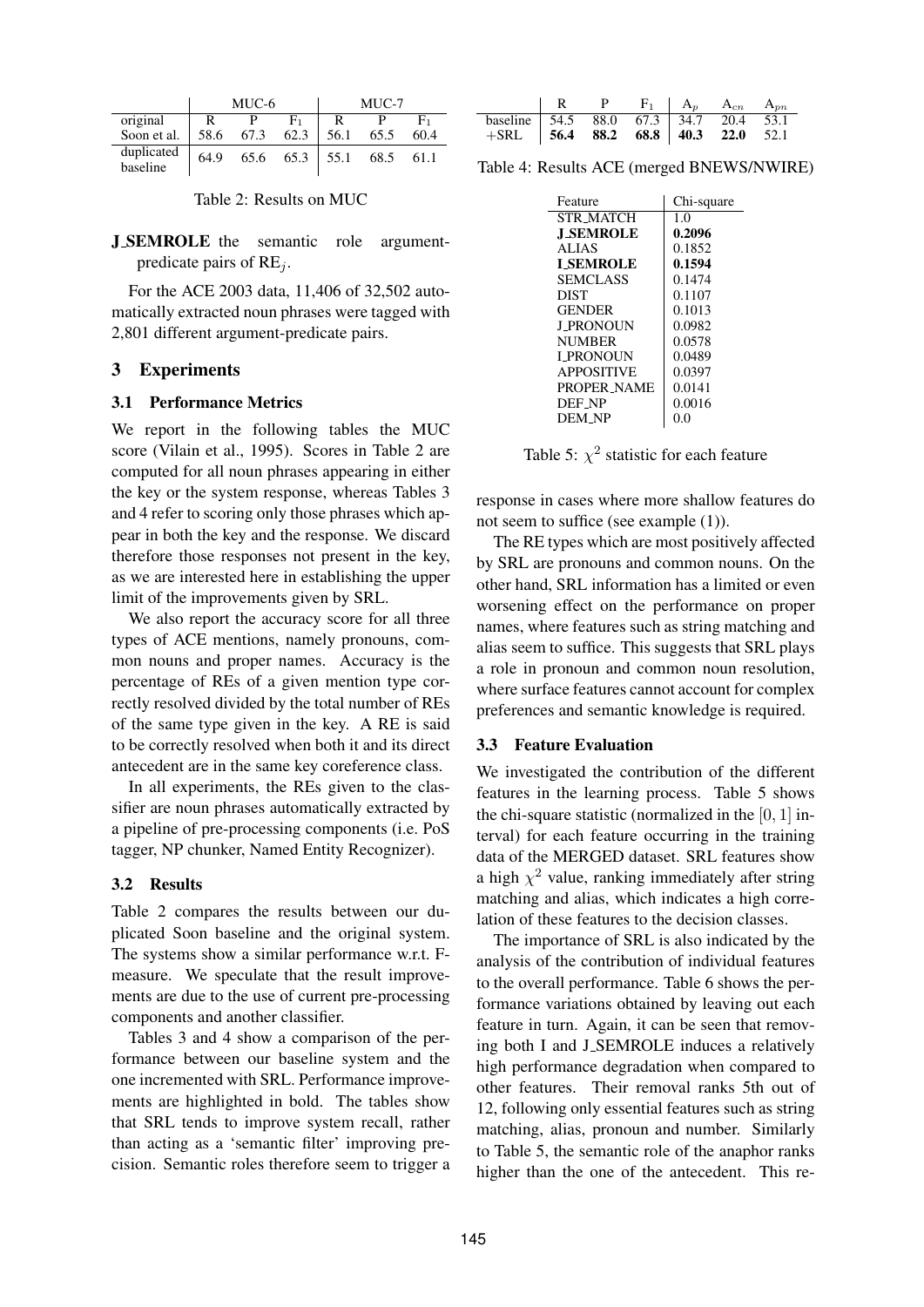|  | MUC-6 |  |  | MUC-7 |  |  |
|---|---|---|---|---|---|---|
| original | R | P | $F_1$ | R | P | $F_1$ |
| Soon et al. | 58.6 | 67.3 | 62.3 | 56.1 | 65.5 | 60.4 |
| duplicated baseline | 64.9 | 65.6 | 65.3 | 55.1 | 68.5 | 61.1 |

Table 2: Results on MUC

**J_SEMROLE** the semantic role argument-predicate pairs of $RE_j$.

For the ACE 2003 data, 11,406 of 32,502 automatically extracted noun phrases were tagged with 2,801 different argument-predicate pairs.

## 3 Experiments

### 3.1 Performance Metrics

We report in the following tables the MUC score (Vilain et al., 1995). Scores in Table 2 are computed for all noun phrases appearing in either the key or the system response, whereas Tables 3 and 4 refer to scoring only those phrases which appear in both the key and the response. We discard therefore those responses not present in the key, as we are interested here in establishing the upper limit of the improvements given by SRL.

We also report the accuracy score for all three types of ACE mentions, namely pronouns, common nouns and proper names. Accuracy is the percentage of REs of a given mention type correctly resolved divided by the total number of REs of the same type given in the key. A RE is said to be correctly resolved when both it and its direct antecedent are in the same key coreference class.

In all experiments, the REs given to the classifier are noun phrases automatically extracted by a pipeline of pre-processing components (i.e. PoS tagger, NP chunker, Named Entity Recognizer).

### 3.2 Results

Table 2 compares the results between our duplicated Soon baseline and the original system. The systems show a similar performance w.r.t. F-measure. We speculate that the result improvements are due to the use of current pre-processing components and another classifier.

Tables 3 and 4 show a comparison of the performance between our baseline system and the one incremented with SRL. Performance improvements are highlighted in bold. The tables show that SRL tends to improve system recall, rather than acting as a 'semantic filter' improving precision. Semantic roles therefore seem to trigger a response in cases where more shallow features do not seem to suffice (see example (1)).

|  | R | P | $F_1$ | $A_p$ | $A_{cn}$ | $A_{pn}$ |
|---|---|---|---|---|---|---|
| baseline | 54.5 | 88.0 | 67.3 | 34.7 | 20.4 | 53.1 |
| +SRL | **56.4** | **88.2** | **68.8** | **40.3** | **22.0** | 52.1 |

Table 4: Results ACE (merged BNEWS/NWIRE)

| Feature | Chi-square |
|---|---|
| STR_MATCH | 1.0 |
| **J_SEMROLE** | **0.2096** |
| ALIAS | 0.1852 |
| **I_SEMROLE** | **0.1594** |
| SEMCLASS | 0.1474 |
| DIST | 0.1107 |
| GENDER | 0.1013 |
| J_PRONOUN | 0.0982 |
| NUMBER | 0.0578 |
| I_PRONOUN | 0.0489 |
| APPOSITIVE | 0.0397 |
| PROPER_NAME | 0.0141 |
| DEF_NP | 0.0016 |
| DEM_NP | 0.0 |

Table 5: $\chi^2$ statistic for each feature

The RE types which are most positively affected by SRL are pronouns and common nouns. On the other hand, SRL information has a limited or even worsening effect on the performance on proper names, where features such as string matching and alias seem to suffice. This suggests that SRL plays a role in pronoun and common noun resolution, where surface features cannot account for complex preferences and semantic knowledge is required.

### 3.3 Feature Evaluation

We investigated the contribution of the different features in the learning process. Table 5 shows the chi-square statistic (normalized in the $[0, 1]$ interval) for each feature occurring in the training data of the MERGED dataset. SRL features show a high $\chi^2$ value, ranking immediately after string matching and alias, which indicates a high correlation of these features to the decision classes.

The importance of SRL is also indicated by the analysis of the contribution of individual features to the overall performance. Table 6 shows the performance variations obtained by leaving out each feature in turn. Again, it can be seen that removing both I and J_SEMROLE induces a relatively high performance degradation when compared to other features. Their removal ranks 5th out of 12, following only essential features such as string matching, alias, pronoun and number. Similarly to Table 5, the semantic role of the anaphor ranks higher than the one of the antecedent. This re-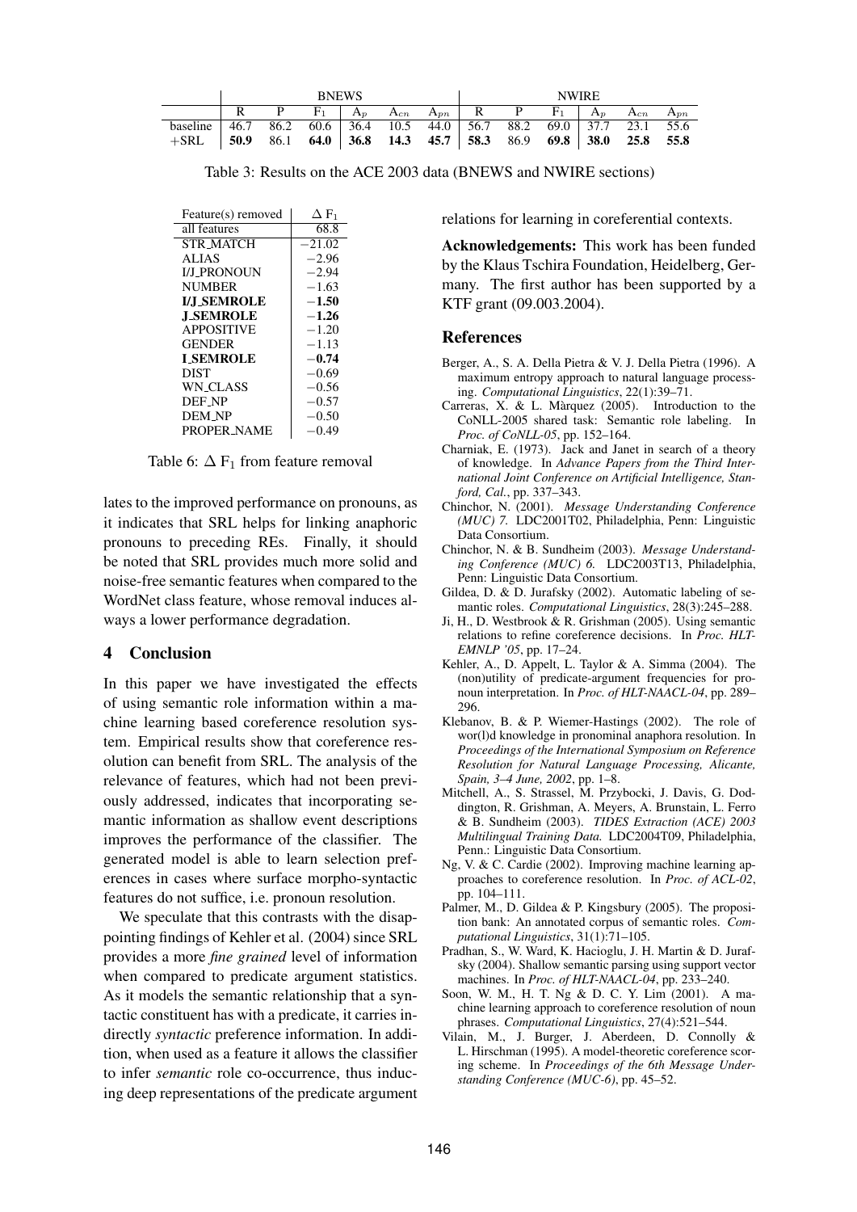| | BNEWS | | | | | | NWIRE | | | | | |
|---|---|---|---|---|---|---|---|---|---|---|---|---|
| | R | P | $F_1$ | $A_p$ | $A_{cn}$ | $A_{pn}$ | R | P | $F_1$ | $A_p$ | $A_{cn}$ | $A_{pn}$ |
| baseline | 46.7 | 86.2 | 60.6 | 36.4 | 10.5 | 44.0 | 56.7 | 88.2 | 69.0 | 37.7 | 23.1 | 55.6 |
| +SRL | **50.9** | 86.1 | **64.0** | **36.8** | **14.3** | **45.7** | **58.3** | 86.9 | **69.8** | **38.0** | **25.8** | **55.8** |

Table 3: Results on the ACE 2003 data (BNEWS and NWIRE sections)

| Feature(s) removed | $\Delta$ $F_1$ |
|---|---|
| all features | 68.8 |
| STR_MATCH | −21.02 |
| ALIAS | −2.96 |
| I/J_PRONOUN | −2.94 |
| NUMBER | −1.63 |
| **I/J_SEMROLE** | **−1.50** |
| **J_SEMROLE** | **−1.26** |
| APPOSITIVE | −1.20 |
| GENDER | −1.13 |
| **I_SEMROLE** | **−0.74** |
| DIST | −0.69 |
| WN_CLASS | −0.56 |
| DEF_NP | −0.57 |
| DEM_NP | −0.50 |
| PROPER_NAME | −0.49 |

Table 6: $\Delta$ $F_1$ from feature removal

lates to the improved performance on pronouns, as it indicates that SRL helps for linking anaphoric pronouns to preceding REs. Finally, it should be noted that SRL provides much more solid and noise-free semantic features when compared to the WordNet class feature, whose removal induces always a lower performance degradation.

## 4 Conclusion

In this paper we have investigated the effects of using semantic role information within a machine learning based coreference resolution system. Empirical results show that coreference resolution can benefit from SRL. The analysis of the relevance of features, which had not been previously addressed, indicates that incorporating semantic information as shallow event descriptions improves the performance of the classifier. The generated model is able to learn selection preferences in cases where surface morpho-syntactic features do not suffice, i.e. pronoun resolution.

We speculate that this contrasts with the disappointing findings of Kehler et al. (2004) since SRL provides a more *fine grained* level of information when compared to predicate argument statistics. As it models the semantic relationship that a syntactic constituent has with a predicate, it carries indirectly *syntactic* preference information. In addition, when used as a feature it allows the classifier to infer *semantic* role co-occurrence, thus inducing deep representations of the predicate argument relations for learning in coreferential contexts.

**Acknowledgements:** This work has been funded by the Klaus Tschira Foundation, Heidelberg, Germany. The first author has been supported by a KTF grant (09.003.2004).

## References

Berger, A., S. A. Della Pietra & V. J. Della Pietra (1996). A maximum entropy approach to natural language processing. *Computational Linguistics*, 22(1):39–71.

Carreras, X. & L. Màrquez (2005). Introduction to the CoNLL-2005 shared task: Semantic role labeling. In *Proc. of CoNLL-05*, pp. 152–164.

Charniak, E. (1973). Jack and Janet in search of a theory of knowledge. In *Advance Papers from the Third International Joint Conference on Artificial Intelligence, Stanford, Cal.*, pp. 337–343.

Chinchor, N. (2001). *Message Understanding Conference (MUC) 7.* LDC2001T02, Philadelphia, Penn: Linguistic Data Consortium.

Chinchor, N. & B. Sundheim (2003). *Message Understanding Conference (MUC) 6.* LDC2003T13, Philadelphia, Penn: Linguistic Data Consortium.

Gildea, D. & D. Jurafsky (2002). Automatic labeling of semantic roles. *Computational Linguistics*, 28(3):245–288.

Ji, H., D. Westbrook & R. Grishman (2005). Using semantic relations to refine coreference decisions. In *Proc. HLT-EMNLP '05*, pp. 17–24.

Kehler, A., D. Appelt, L. Taylor & A. Simma (2004). The (non)utility of predicate-argument frequencies for pronoun interpretation. In *Proc. of HLT-NAACL-04*, pp. 289–296.

Klebanov, B. & P. Wiemer-Hastings (2002). The role of wor(l)d knowledge in pronominal anaphora resolution. In *Proceedings of the International Symposium on Reference Resolution for Natural Language Processing, Alicante, Spain, 3–4 June, 2002*, pp. 1–8.

Mitchell, A., S. Strassel, M. Przybocki, J. Davis, G. Doddington, R. Grishman, A. Meyers, A. Brunstain, L. Ferro & B. Sundheim (2003). *TIDES Extraction (ACE) 2003 Multilingual Training Data.* LDC2004T09, Philadelphia, Penn.: Linguistic Data Consortium.

Ng, V. & C. Cardie (2002). Improving machine learning approaches to coreference resolution. In *Proc. of ACL-02*, pp. 104–111.

Palmer, M., D. Gildea & P. Kingsbury (2005). The proposition bank: An annotated corpus of semantic roles. *Computational Linguistics*, 31(1):71–105.

Pradhan, S., W. Ward, K. Hacioglu, J. H. Martin & D. Jurafsky (2004). Shallow semantic parsing using support vector machines. In *Proc. of HLT-NAACL-04*, pp. 233–240.

Soon, W. M., H. T. Ng & D. C. Y. Lim (2001). A machine learning approach to coreference resolution of noun phrases. *Computational Linguistics*, 27(4):521–544.

Vilain, M., J. Burger, J. Aberdeen, D. Connolly & L. Hirschman (1995). A model-theoretic coreference scoring scheme. In *Proceedings of the 6th Message Understanding Conference (MUC-6)*, pp. 45–52.